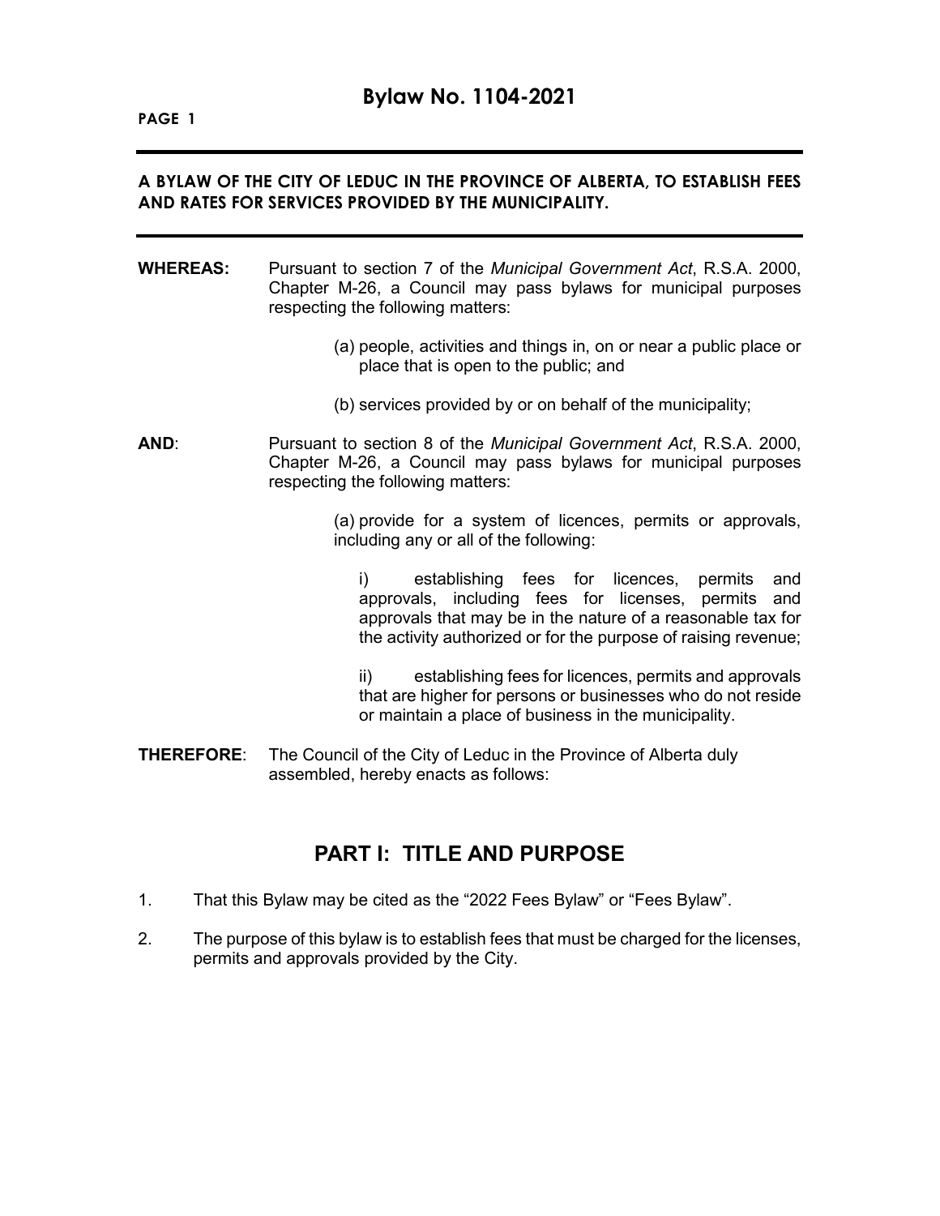# Bylaw No. 1104-2021

**A BYLAW OF THE CITY OF LEDUC IN THE PROVINCE OF ALBERTA, TO ESTABLISH FEES AND RATES FOR SERVICES PROVIDED BY THE MUNICIPALITY.**

---

**WHEREAS:** Pursuant to section 7 of the *Municipal Government Act*, R.S.A. 2000, Chapter M-26, a Council may pass bylaws for municipal purposes respecting the following matters:

(a) people, activities and things in, on or near a public place or place that is open to the public; and

(b) services provided by or on behalf of the municipality;

**AND**: Pursuant to section 8 of the *Municipal Government Act*, R.S.A. 2000, Chapter M-26, a Council may pass bylaws for municipal purposes respecting the following matters:

(a) provide for a system of licences, permits or approvals, including any or all of the following:

i) establishing fees for licences, permits and approvals, including fees for licenses, permits and approvals that may be in the nature of a reasonable tax for the activity authorized or for the purpose of raising revenue;

ii) establishing fees for licences, permits and approvals that are higher for persons or businesses who do not reside or maintain a place of business in the municipality.

**THEREFORE**: The Council of the City of Leduc in the Province of Alberta duly assembled, hereby enacts as follows:

## PART I: TITLE AND PURPOSE

1. That this Bylaw may be cited as the “2022 Fees Bylaw” or “Fees Bylaw”.

2. The purpose of this bylaw is to establish fees that must be charged for the licenses, permits and approvals provided by the City.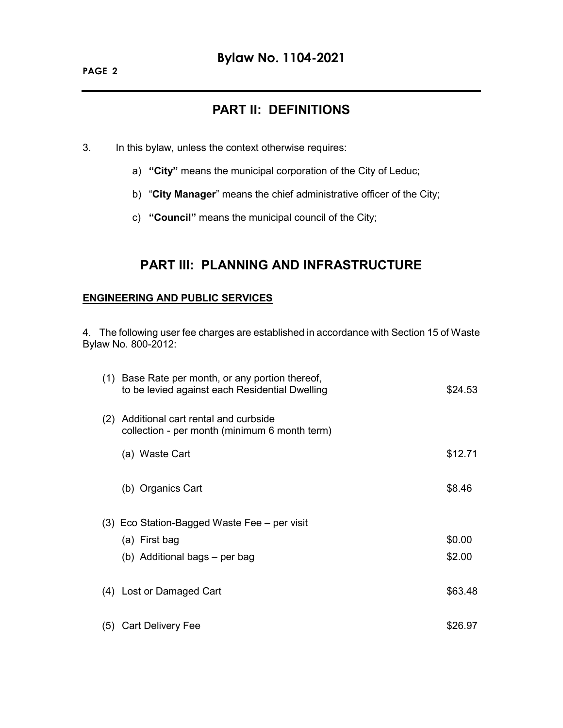## PART II: DEFINITIONS

3. In this bylaw, unless the context otherwise requires:

   a) **"City"** means the municipal corporation of the City of Leduc;

   b) "**City Manager**" means the chief administrative officer of the City;

   c) **"Council"** means the municipal council of the City;

## PART III: PLANNING AND INFRASTRUCTURE

**ENGINEERING AND PUBLIC SERVICES**

4. The following user fee charges are established in accordance with Section 15 of Waste Bylaw No. 800-2012:

| | |
|---|---|
| (1) Base Rate per month, or any portion thereof, to be levied against each Residential Dwelling | $24.53 |
| (2) Additional cart rental and curbside collection - per month (minimum 6 month term) | |
| (a) Waste Cart | $12.71 |
| (b) Organics Cart | $8.46 |
| (3) Eco Station-Bagged Waste Fee – per visit | |
| (a) First bag | $0.00 |
| (b) Additional bags – per bag | $2.00 |
| (4) Lost or Damaged Cart | $63.48 |
| (5) Cart Delivery Fee | $26.97 |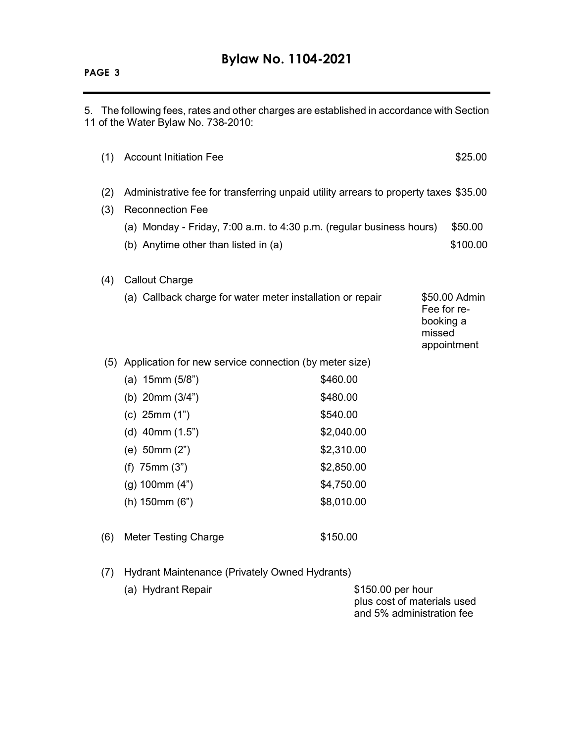5. The following fees, rates and other charges are established in accordance with Section 11 of the Water Bylaw No. 738-2010:

(1) Account Initiation Fee $25.00

(2) Administrative fee for transferring unpaid utility arrears to property taxes $35.00

(3) Reconnection Fee

  (a) Monday - Friday, 7:00 a.m. to 4:30 p.m. (regular business hours) $50.00

  (b) Anytime other than listed in (a) $100.00

(4) Callout Charge

  (a) Callback charge for water meter installation or repair — $50.00 Admin Fee for re-booking a missed appointment

(5) Application for new service connection (by meter size)

| Meter Size | Fee |
|---|---|
| (a) 15mm (5/8") | $460.00 |
| (b) 20mm (3/4") | $480.00 |
| (c) 25mm (1") | $540.00 |
| (d) 40mm (1.5") | $2,040.00 |
| (e) 50mm (2") | $2,310.00 |
| (f) 75mm (3") | $2,850.00 |
| (g) 100mm (4") | $4,750.00 |
| (h) 150mm (6") | $8,010.00 |

(6) Meter Testing Charge $150.00

(7) Hydrant Maintenance (Privately Owned Hydrants)

  (a) Hydrant Repair — $150.00 per hour plus cost of materials used and 5% administration fee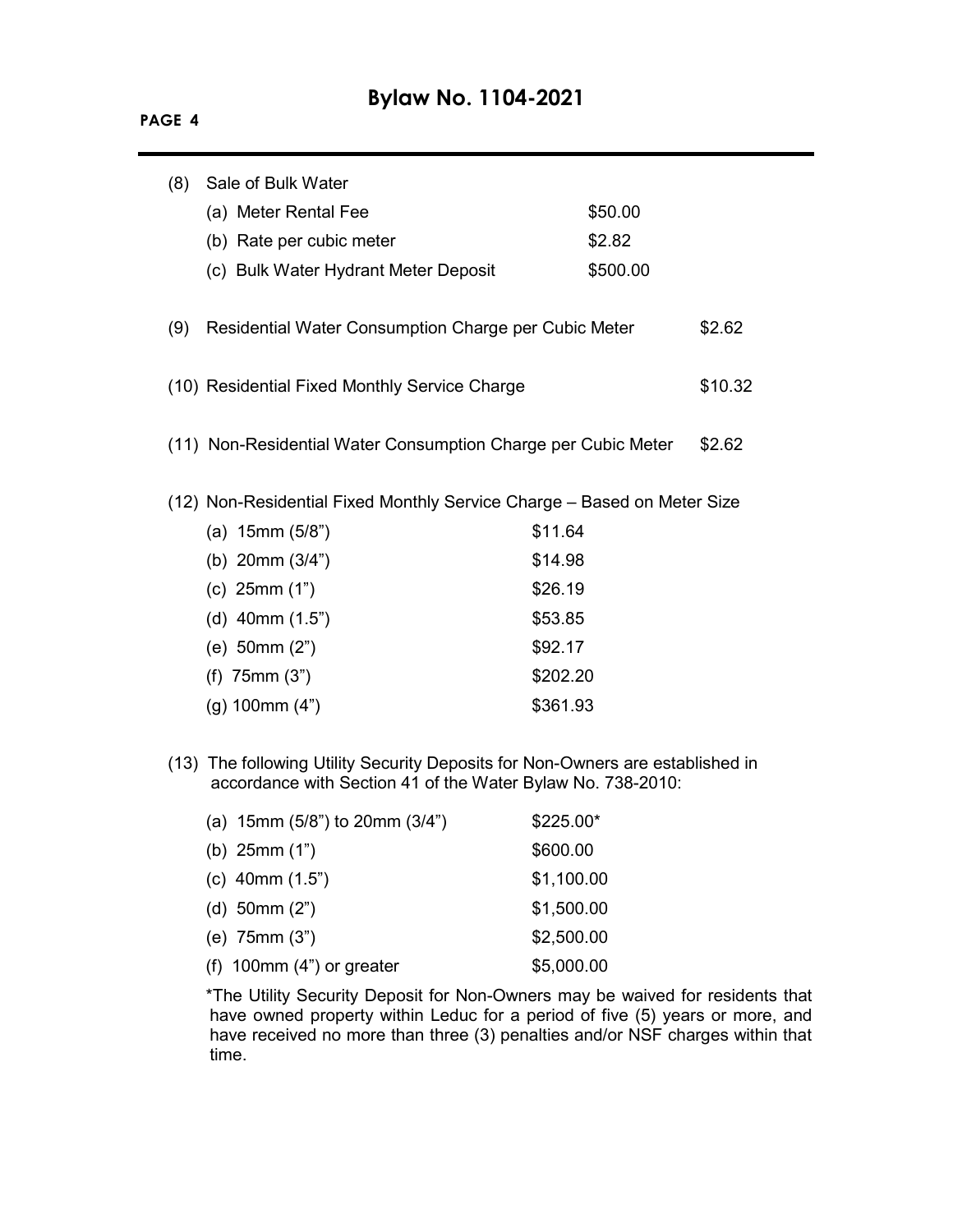(8) Sale of Bulk Water

| | |
|---|---|
| (a) Meter Rental Fee | $50.00 |
| (b) Rate per cubic meter | $2.82 |
| (c) Bulk Water Hydrant Meter Deposit | $500.00 |

(9) Residential Water Consumption Charge per Cubic Meter $2.62

(10) Residential Fixed Monthly Service Charge $10.32

(11) Non-Residential Water Consumption Charge per Cubic Meter $2.62

(12) Non-Residential Fixed Monthly Service Charge – Based on Meter Size

| | |
|---|---|
| (a) 15mm (5/8") | $11.64 |
| (b) 20mm (3/4") | $14.98 |
| (c) 25mm (1") | $26.19 |
| (d) 40mm (1.5") | $53.85 |
| (e) 50mm (2") | $92.17 |
| (f) 75mm (3") | $202.20 |
| (g) 100mm (4") | $361.93 |

(13) The following Utility Security Deposits for Non-Owners are established in accordance with Section 41 of the Water Bylaw No. 738-2010:

| | |
|---|---|
| (a) 15mm (5/8") to 20mm (3/4") | $225.00* |
| (b) 25mm (1") | $600.00 |
| (c) 40mm (1.5") | $1,100.00 |
| (d) 50mm (2") | $1,500.00 |
| (e) 75mm (3") | $2,500.00 |
| (f) 100mm (4") or greater | $5,000.00 |

*The Utility Security Deposit for Non-Owners may be waived for residents that have owned property within Leduc for a period of five (5) years or more, and have received no more than three (3) penalties and/or NSF charges within that time.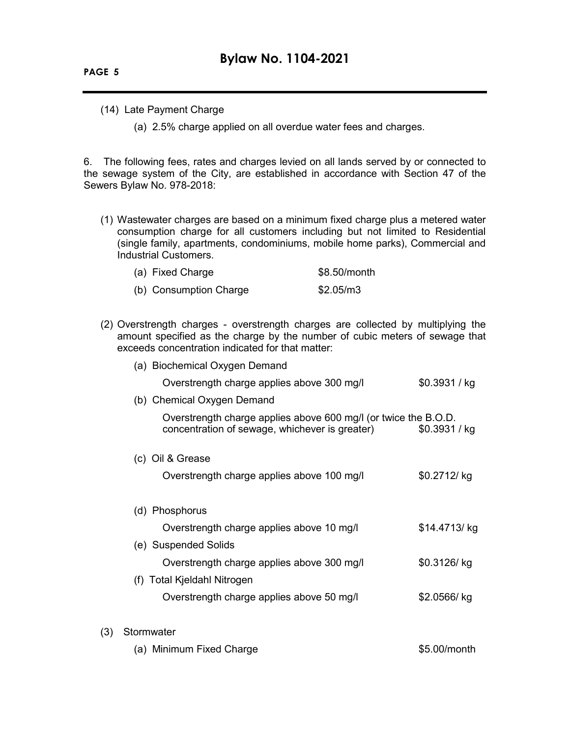(14) Late Payment Charge

  (a) 2.5% charge applied on all overdue water fees and charges.

6. The following fees, rates and charges levied on all lands served by or connected to the sewage system of the City, are established in accordance with Section 47 of the Sewers Bylaw No. 978-2018:

(1) Wastewater charges are based on a minimum fixed charge plus a metered water consumption charge for all customers including but not limited to Residential (single family, apartments, condominiums, mobile home parks), Commercial and Industrial Customers.

  (a) Fixed Charge $8.50/month

  (b) Consumption Charge $2.05/m3

(2) Overstrength charges - overstrength charges are collected by multiplying the amount specified as the charge by the number of cubic meters of sewage that exceeds concentration indicated for that matter:

  (a) Biochemical Oxygen Demand

    Overstrength charge applies above 300 mg/l $0.3931 / kg

  (b) Chemical Oxygen Demand

    Overstrength charge applies above 600 mg/l (or twice the B.O.D. concentration of sewage, whichever is greater) $0.3931 / kg

  (c) Oil & Grease

    Overstrength charge applies above 100 mg/l $0.2712/ kg

  (d) Phosphorus

    Overstrength charge applies above 10 mg/l $14.4713/ kg

  (e) Suspended Solids

    Overstrength charge applies above 300 mg/l $0.3126/ kg

  (f) Total Kjeldahl Nitrogen

    Overstrength charge applies above 50 mg/l $2.0566/ kg

(3) Stormwater

  (a) Minimum Fixed Charge $5.00/month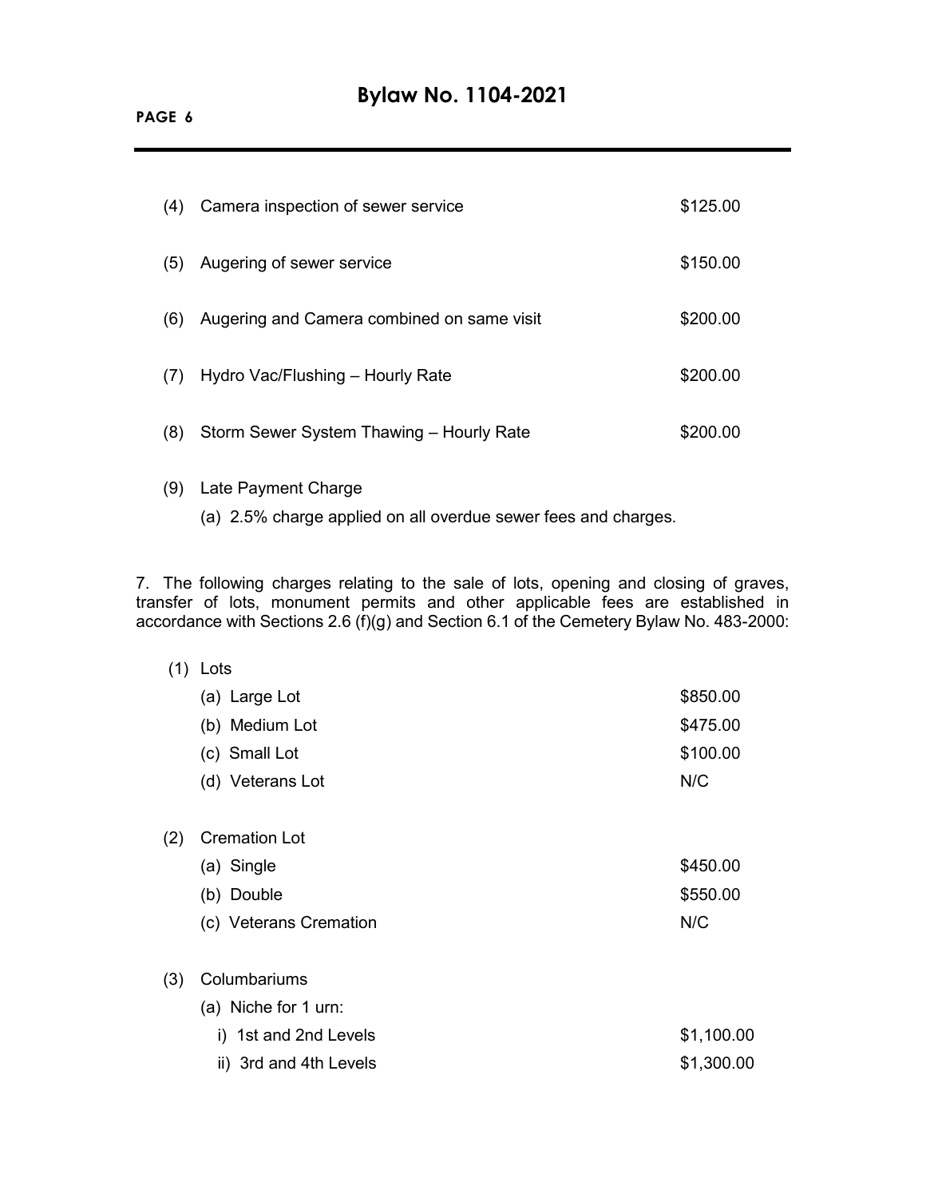| | | |
|---|---|---|
| (4) | Camera inspection of sewer service | $125.00 |
| (5) | Augering of sewer service | $150.00 |
| (6) | Augering and Camera combined on same visit | $200.00 |
| (7) | Hydro Vac/Flushing – Hourly Rate | $200.00 |
| (8) | Storm Sewer System Thawing – Hourly Rate | $200.00 |

(9) Late Payment Charge

(a) 2.5% charge applied on all overdue sewer fees and charges.

7. The following charges relating to the sale of lots, opening and closing of graves, transfer of lots, monument permits and other applicable fees are established in accordance with Sections 2.6 (f)(g) and Section 6.1 of the Cemetery Bylaw No. 483-2000:

(1) Lots

| | |
|---|---|
| (a) Large Lot | $850.00 |
| (b) Medium Lot | $475.00 |
| (c) Small Lot | $100.00 |
| (d) Veterans Lot | N/C |

(2) Cremation Lot

| | |
|---|---|
| (a) Single | $450.00 |
| (b) Double | $550.00 |
| (c) Veterans Cremation | N/C |

(3) Columbariums

(a) Niche for 1 urn:

| | |
|---|---|
| i) 1st and 2nd Levels | $1,100.00 |
| ii) 3rd and 4th Levels | $1,300.00 |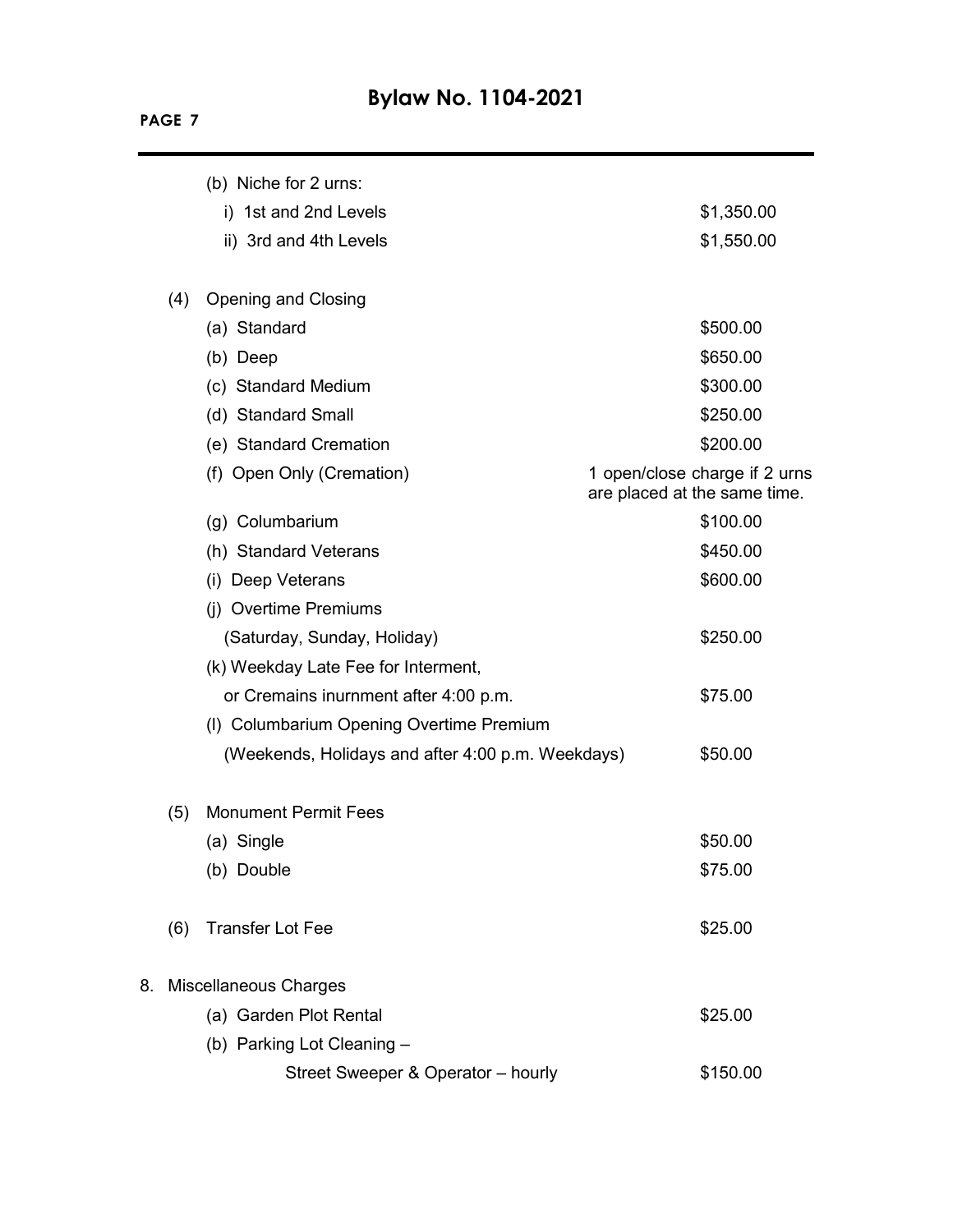| | | |
|---|---|---|
| | (b) Niche for 2 urns: | |
| | i) 1st and 2nd Levels | $1,350.00 |
| | ii) 3rd and 4th Levels | $1,550.00 |
| (4) | Opening and Closing | |
| | (a) Standard | $500.00 |
| | (b) Deep | $650.00 |
| | (c) Standard Medium | $300.00 |
| | (d) Standard Small | $250.00 |
| | (e) Standard Cremation | $200.00 |
| | (f) Open Only (Cremation) | 1 open/close charge if 2 urns are placed at the same time. |
| | (g) Columbarium | $100.00 |
| | (h) Standard Veterans | $450.00 |
| | (i) Deep Veterans | $600.00 |
| | (j) Overtime Premiums (Saturday, Sunday, Holiday) | $250.00 |
| | (k) Weekday Late Fee for Interment, or Cremains inurnment after 4:00 p.m. | $75.00 |
| | (l) Columbarium Opening Overtime Premium (Weekends, Holidays and after 4:00 p.m. Weekdays) | $50.00 |
| (5) | Monument Permit Fees | |
| | (a) Single | $50.00 |
| | (b) Double | $75.00 |
| (6) | Transfer Lot Fee | $25.00 |

8. Miscellaneous Charges

| | |
|---|---|
| (a) Garden Plot Rental | $25.00 |
| (b) Parking Lot Cleaning – Street Sweeper & Operator – hourly | $150.00 |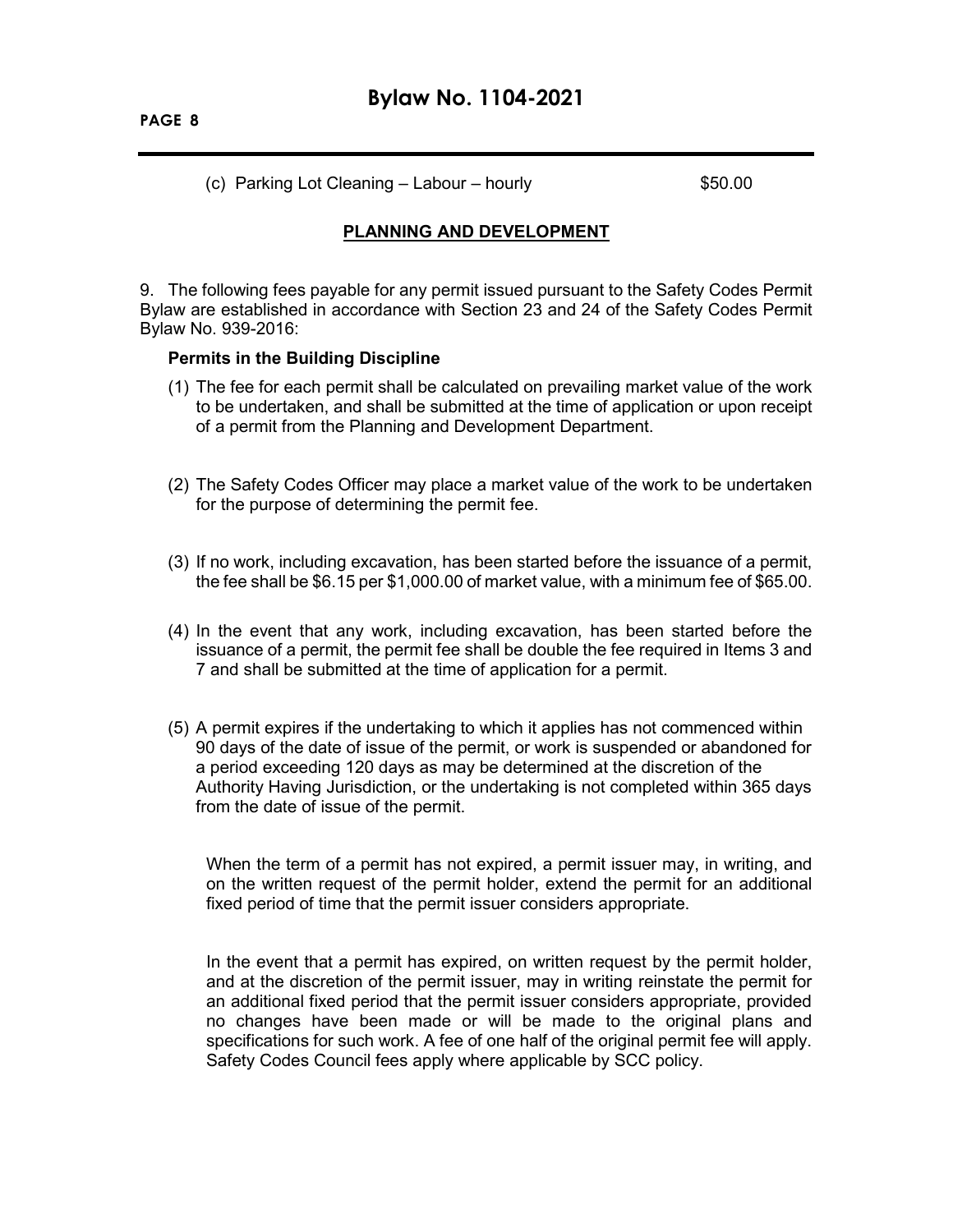(c) Parking Lot Cleaning – Labour – hourly $50.00

## PLANNING AND DEVELOPMENT

9. The following fees payable for any permit issued pursuant to the Safety Codes Permit Bylaw are established in accordance with Section 23 and 24 of the Safety Codes Permit Bylaw No. 939-2016:

**Permits in the Building Discipline**

(1) The fee for each permit shall be calculated on prevailing market value of the work to be undertaken, and shall be submitted at the time of application or upon receipt of a permit from the Planning and Development Department.

(2) The Safety Codes Officer may place a market value of the work to be undertaken for the purpose of determining the permit fee.

(3) If no work, including excavation, has been started before the issuance of a permit, the fee shall be $6.15 per $1,000.00 of market value, with a minimum fee of $65.00.

(4) In the event that any work, including excavation, has been started before the issuance of a permit, the permit fee shall be double the fee required in Items 3 and 7 and shall be submitted at the time of application for a permit.

(5) A permit expires if the undertaking to which it applies has not commenced within 90 days of the date of issue of the permit, or work is suspended or abandoned for a period exceeding 120 days as may be determined at the discretion of the Authority Having Jurisdiction, or the undertaking is not completed within 365 days from the date of issue of the permit.

When the term of a permit has not expired, a permit issuer may, in writing, and on the written request of the permit holder, extend the permit for an additional fixed period of time that the permit issuer considers appropriate.

In the event that a permit has expired, on written request by the permit holder, and at the discretion of the permit issuer, may in writing reinstate the permit for an additional fixed period that the permit issuer considers appropriate, provided no changes have been made or will be made to the original plans and specifications for such work. A fee of one half of the original permit fee will apply. Safety Codes Council fees apply where applicable by SCC policy.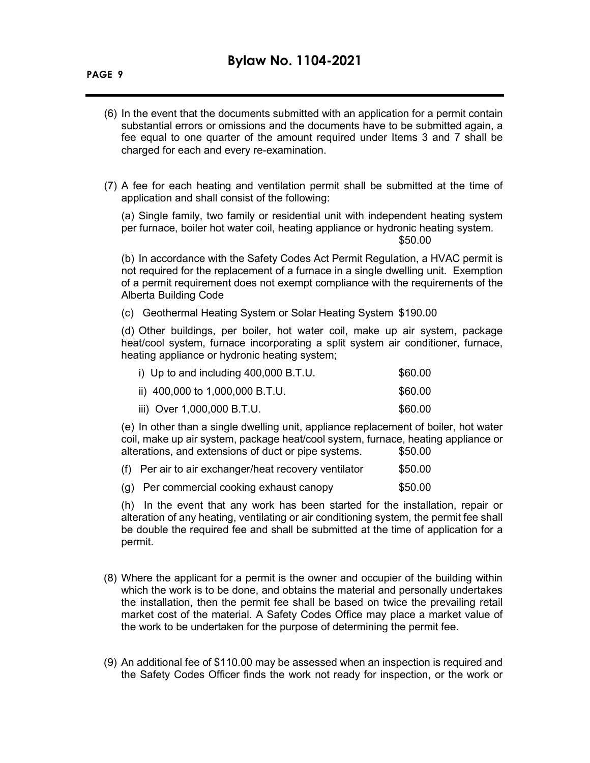(6) In the event that the documents submitted with an application for a permit contain substantial errors or omissions and the documents have to be submitted again, a fee equal to one quarter of the amount required under Items 3 and 7 shall be charged for each and every re-examination.

(7) A fee for each heating and ventilation permit shall be submitted at the time of application and shall consist of the following:

(a) Single family, two family or residential unit with independent heating system per furnace, boiler hot water coil, heating appliance or hydronic heating system. $50.00

(b) In accordance with the Safety Codes Act Permit Regulation, a HVAC permit is not required for the replacement of a furnace in a single dwelling unit. Exemption of a permit requirement does not exempt compliance with the requirements of the Alberta Building Code

(c) Geothermal Heating System or Solar Heating System $190.00

(d) Other buildings, per boiler, hot water coil, make up air system, package heat/cool system, furnace incorporating a split system air conditioner, furnace, heating appliance or hydronic heating system;

| | |
|---|---|
| i) Up to and including 400,000 B.T.U. | $60.00 |
| ii) 400,000 to 1,000,000 B.T.U. | $60.00 |
| iii) Over 1,000,000 B.T.U. | $60.00 |

(e) In other than a single dwelling unit, appliance replacement of boiler, hot water coil, make up air system, package heat/cool system, furnace, heating appliance or alterations, and extensions of duct or pipe systems. $50.00

(f) Per air to air exchanger/heat recovery ventilator $50.00

(g) Per commercial cooking exhaust canopy $50.00

(h) In the event that any work has been started for the installation, repair or alteration of any heating, ventilating or air conditioning system, the permit fee shall be double the required fee and shall be submitted at the time of application for a permit.

(8) Where the applicant for a permit is the owner and occupier of the building within which the work is to be done, and obtains the material and personally undertakes the installation, then the permit fee shall be based on twice the prevailing retail market cost of the material. A Safety Codes Office may place a market value of the work to be undertaken for the purpose of determining the permit fee.

(9) An additional fee of $110.00 may be assessed when an inspection is required and the Safety Codes Officer finds the work not ready for inspection, or the work or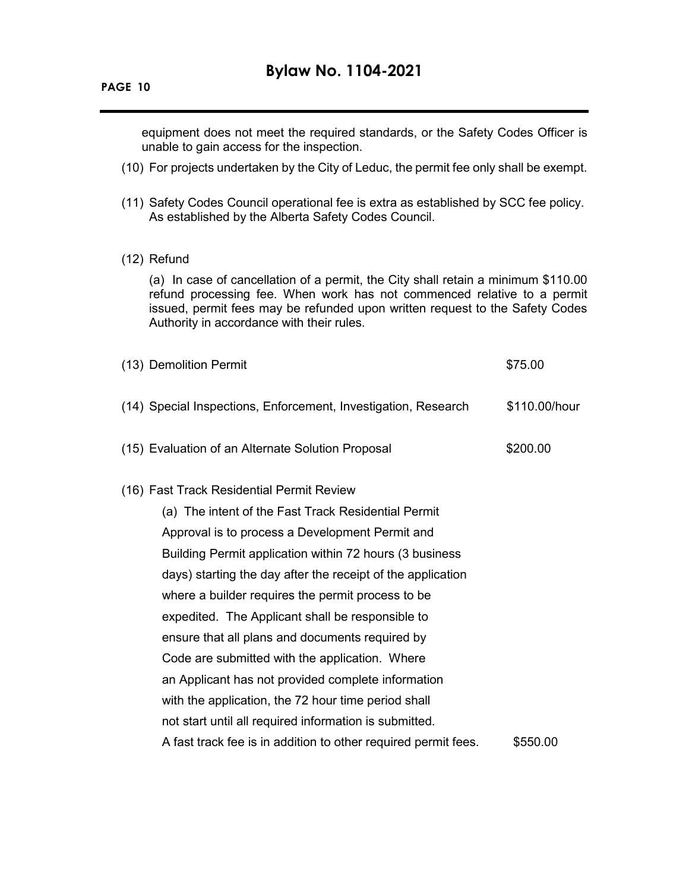equipment does not meet the required standards, or the Safety Codes Officer is unable to gain access for the inspection.

(10) For projects undertaken by the City of Leduc, the permit fee only shall be exempt.

(11) Safety Codes Council operational fee is extra as established by SCC fee policy. As established by the Alberta Safety Codes Council.

(12) Refund

(a) In case of cancellation of a permit, the City shall retain a minimum $110.00 refund processing fee. When work has not commenced relative to a permit issued, permit fees may be refunded upon written request to the Safety Codes Authority in accordance with their rules.

(13) Demolition Permit — $75.00

(14) Special Inspections, Enforcement, Investigation, Research — $110.00/hour

(15) Evaluation of an Alternate Solution Proposal — $200.00

(16) Fast Track Residential Permit Review

(a) The intent of the Fast Track Residential Permit Approval is to process a Development Permit and Building Permit application within 72 hours (3 business days) starting the day after the receipt of the application where a builder requires the permit process to be expedited. The Applicant shall be responsible to ensure that all plans and documents required by Code are submitted with the application. Where an Applicant has not provided complete information with the application, the 72 hour time period shall not start until all required information is submitted. A fast track fee is in addition to other required permit fees. — $550.00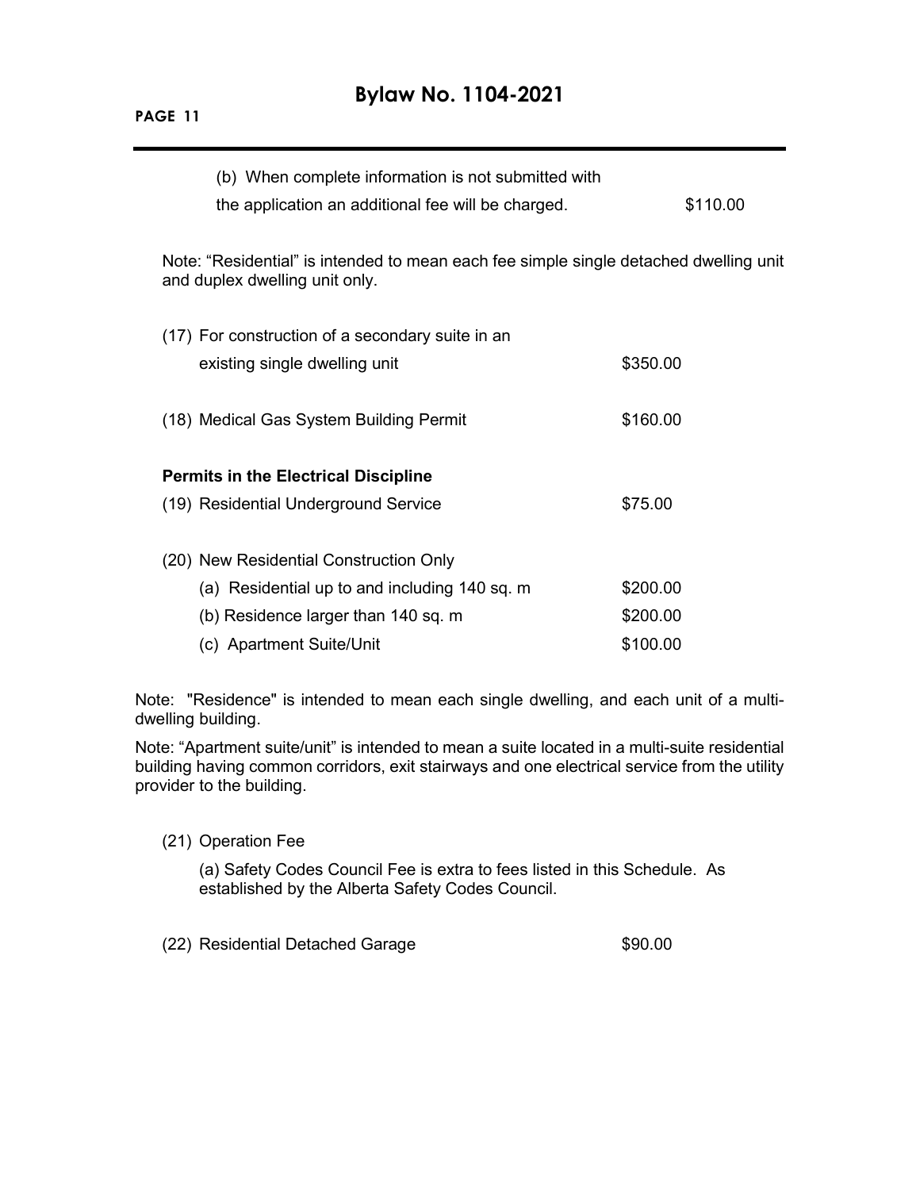(b) When complete information is not submitted with the application an additional fee will be charged. $110.00

Note: "Residential" is intended to mean each fee simple single detached dwelling unit and duplex dwelling unit only.

(17) For construction of a secondary suite in an existing single dwelling unit $350.00

(18) Medical Gas System Building Permit $160.00

**Permits in the Electrical Discipline**

(19) Residential Underground Service $75.00

(20) New Residential Construction Only

(a) Residential up to and including 140 sq. m $200.00

(b) Residence larger than 140 sq. m $200.00

(c) Apartment Suite/Unit $100.00

Note: "Residence" is intended to mean each single dwelling, and each unit of a multi-dwelling building.

Note: "Apartment suite/unit" is intended to mean a suite located in a multi-suite residential building having common corridors, exit stairways and one electrical service from the utility provider to the building.

(21) Operation Fee

(a) Safety Codes Council Fee is extra to fees listed in this Schedule. As established by the Alberta Safety Codes Council.

(22) Residential Detached Garage $90.00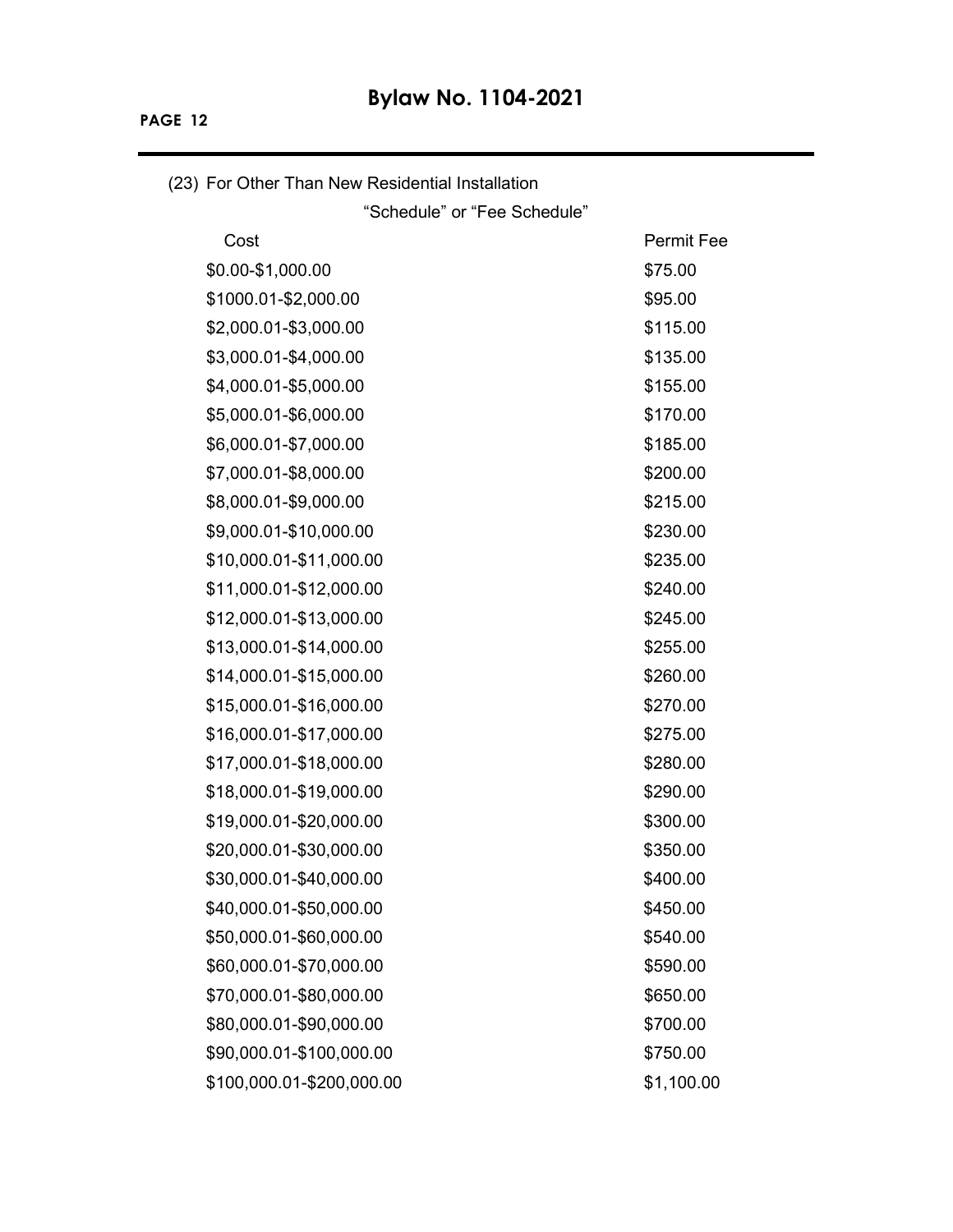(23) For Other Than New Residential Installation

"Schedule" or "Fee Schedule"

| Cost | Permit Fee |
|---|---|
| $0.00-$1,000.00 | $75.00 |
| $1000.01-$2,000.00 | $95.00 |
| $2,000.01-$3,000.00 | $115.00 |
| $3,000.01-$4,000.00 | $135.00 |
| $4,000.01-$5,000.00 | $155.00 |
| $5,000.01-$6,000.00 | $170.00 |
| $6,000.01-$7,000.00 | $185.00 |
| $7,000.01-$8,000.00 | $200.00 |
| $8,000.01-$9,000.00 | $215.00 |
| $9,000.01-$10,000.00 | $230.00 |
| $10,000.01-$11,000.00 | $235.00 |
| $11,000.01-$12,000.00 | $240.00 |
| $12,000.01-$13,000.00 | $245.00 |
| $13,000.01-$14,000.00 | $255.00 |
| $14,000.01-$15,000.00 | $260.00 |
| $15,000.01-$16,000.00 | $270.00 |
| $16,000.01-$17,000.00 | $275.00 |
| $17,000.01-$18,000.00 | $280.00 |
| $18,000.01-$19,000.00 | $290.00 |
| $19,000.01-$20,000.00 | $300.00 |
| $20,000.01-$30,000.00 | $350.00 |
| $30,000.01-$40,000.00 | $400.00 |
| $40,000.01-$50,000.00 | $450.00 |
| $50,000.01-$60,000.00 | $540.00 |
| $60,000.01-$70,000.00 | $590.00 |
| $70,000.01-$80,000.00 | $650.00 |
| $80,000.01-$90,000.00 | $700.00 |
| $90,000.01-$100,000.00 | $750.00 |
| $100,000.01-$200,000.00 | $1,100.00 |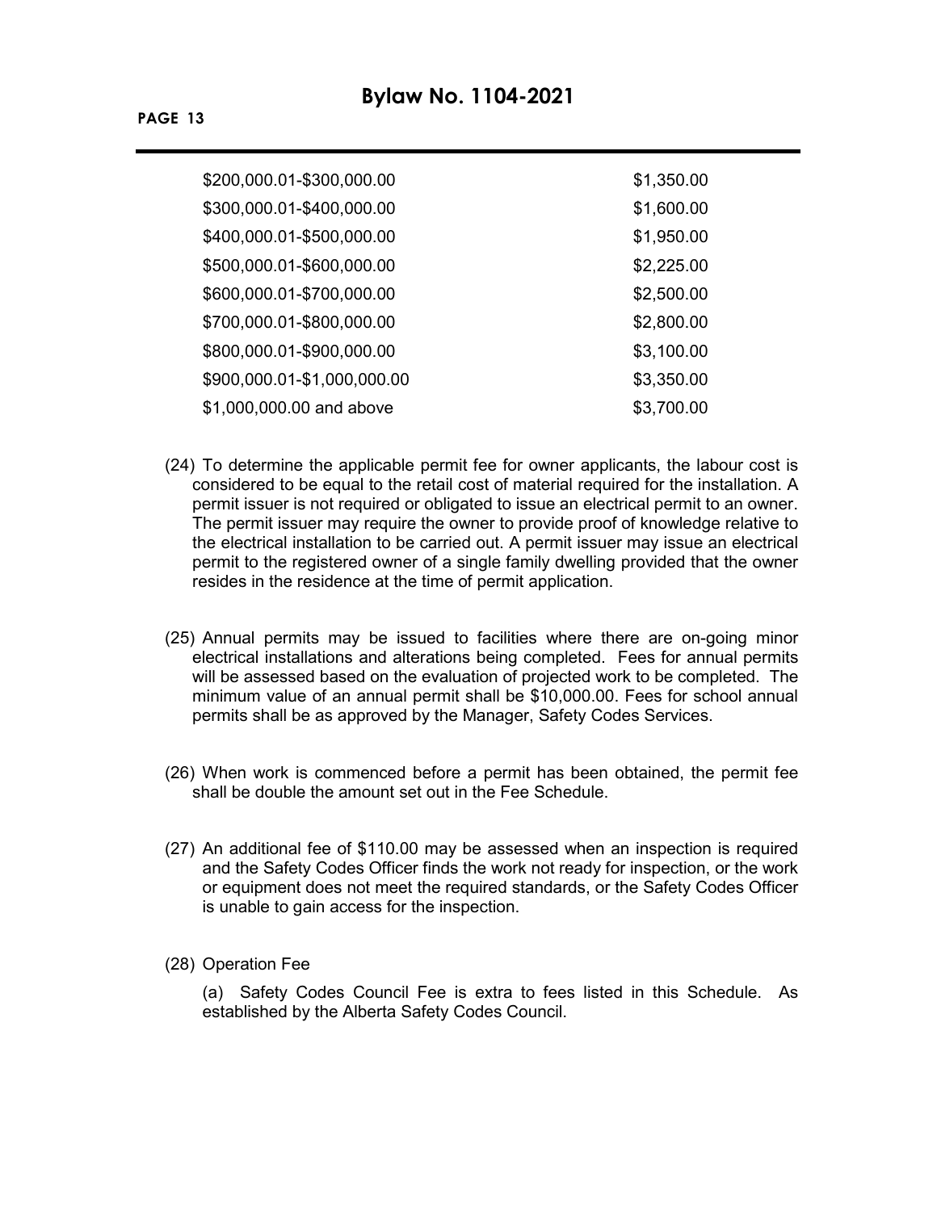| | |
|---|---|
| $200,000.01-$300,000.00 | $1,350.00 |
| $300,000.01-$400,000.00 | $1,600.00 |
| $400,000.01-$500,000.00 | $1,950.00 |
| $500,000.01-$600,000.00 | $2,225.00 |
| $600,000.01-$700,000.00 | $2,500.00 |
| $700,000.01-$800,000.00 | $2,800.00 |
| $800,000.01-$900,000.00 | $3,100.00 |
| $900,000.01-$1,000,000.00 | $3,350.00 |
| $1,000,000.00 and above | $3,700.00 |

(24) To determine the applicable permit fee for owner applicants, the labour cost is considered to be equal to the retail cost of material required for the installation. A permit issuer is not required or obligated to issue an electrical permit to an owner. The permit issuer may require the owner to provide proof of knowledge relative to the electrical installation to be carried out. A permit issuer may issue an electrical permit to the registered owner of a single family dwelling provided that the owner resides in the residence at the time of permit application.

(25) Annual permits may be issued to facilities where there are on-going minor electrical installations and alterations being completed. Fees for annual permits will be assessed based on the evaluation of projected work to be completed. The minimum value of an annual permit shall be $10,000.00. Fees for school annual permits shall be as approved by the Manager, Safety Codes Services.

(26) When work is commenced before a permit has been obtained, the permit fee shall be double the amount set out in the Fee Schedule.

(27) An additional fee of $110.00 may be assessed when an inspection is required and the Safety Codes Officer finds the work not ready for inspection, or the work or equipment does not meet the required standards, or the Safety Codes Officer is unable to gain access for the inspection.

(28) Operation Fee

(a) Safety Codes Council Fee is extra to fees listed in this Schedule. As established by the Alberta Safety Codes Council.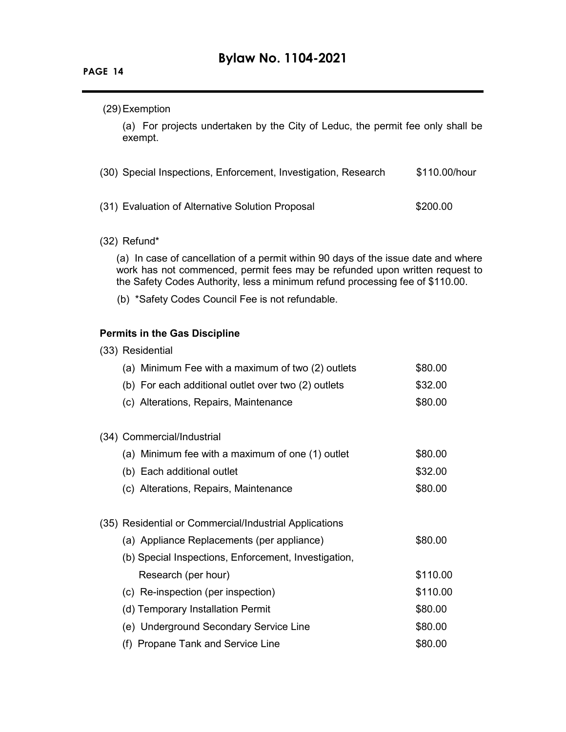(29) Exemption

(a) For projects undertaken by the City of Leduc, the permit fee only shall be exempt.

| | |
|---|---|
| (30) Special Inspections, Enforcement, Investigation, Research | $110.00/hour |
| (31) Evaluation of Alternative Solution Proposal | $200.00 |

(32) Refund*

(a) In case of cancellation of a permit within 90 days of the issue date and where work has not commenced, permit fees may be refunded upon written request to the Safety Codes Authority, less a minimum refund processing fee of $110.00.

(b) *Safety Codes Council Fee is not refundable.

**Permits in the Gas Discipline**

(33) Residential

| | |
|---|---|
| (a) Minimum Fee with a maximum of two (2) outlets | $80.00 |
| (b) For each additional outlet over two (2) outlets | $32.00 |
| (c) Alterations, Repairs, Maintenance | $80.00 |

(34) Commercial/Industrial

| | |
|---|---|
| (a) Minimum fee with a maximum of one (1) outlet | $80.00 |
| (b) Each additional outlet | $32.00 |
| (c) Alterations, Repairs, Maintenance | $80.00 |

(35) Residential or Commercial/Industrial Applications

| | |
|---|---|
| (a) Appliance Replacements (per appliance) | $80.00 |
| (b) Special Inspections, Enforcement, Investigation, Research (per hour) | $110.00 |
| (c) Re-inspection (per inspection) | $110.00 |
| (d) Temporary Installation Permit | $80.00 |
| (e) Underground Secondary Service Line | $80.00 |
| (f) Propane Tank and Service Line | $80.00 |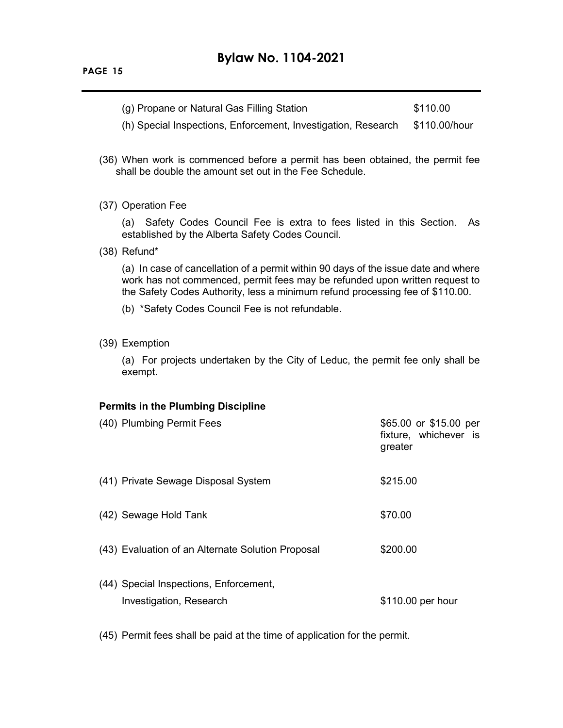(g) Propane or Natural Gas Filling Station $110.00

(h) Special Inspections, Enforcement, Investigation, Research $110.00/hour

(36) When work is commenced before a permit has been obtained, the permit fee shall be double the amount set out in the Fee Schedule.

(37) Operation Fee

(a) Safety Codes Council Fee is extra to fees listed in this Section. As established by the Alberta Safety Codes Council.

(38) Refund*

(a) In case of cancellation of a permit within 90 days of the issue date and where work has not commenced, permit fees may be refunded upon written request to the Safety Codes Authority, less a minimum refund processing fee of $110.00.

(b) *Safety Codes Council Fee is not refundable.

(39) Exemption

(a) For projects undertaken by the City of Leduc, the permit fee only shall be exempt.

**Permits in the Plumbing Discipline**

| | |
|---|---|
| (40) Plumbing Permit Fees | $65.00 or $15.00 per fixture, whichever is greater |
| (41) Private Sewage Disposal System | $215.00 |
| (42) Sewage Hold Tank | $70.00 |
| (43) Evaluation of an Alternate Solution Proposal | $200.00 |
| (44) Special Inspections, Enforcement, Investigation, Research | $110.00 per hour |

(45) Permit fees shall be paid at the time of application for the permit.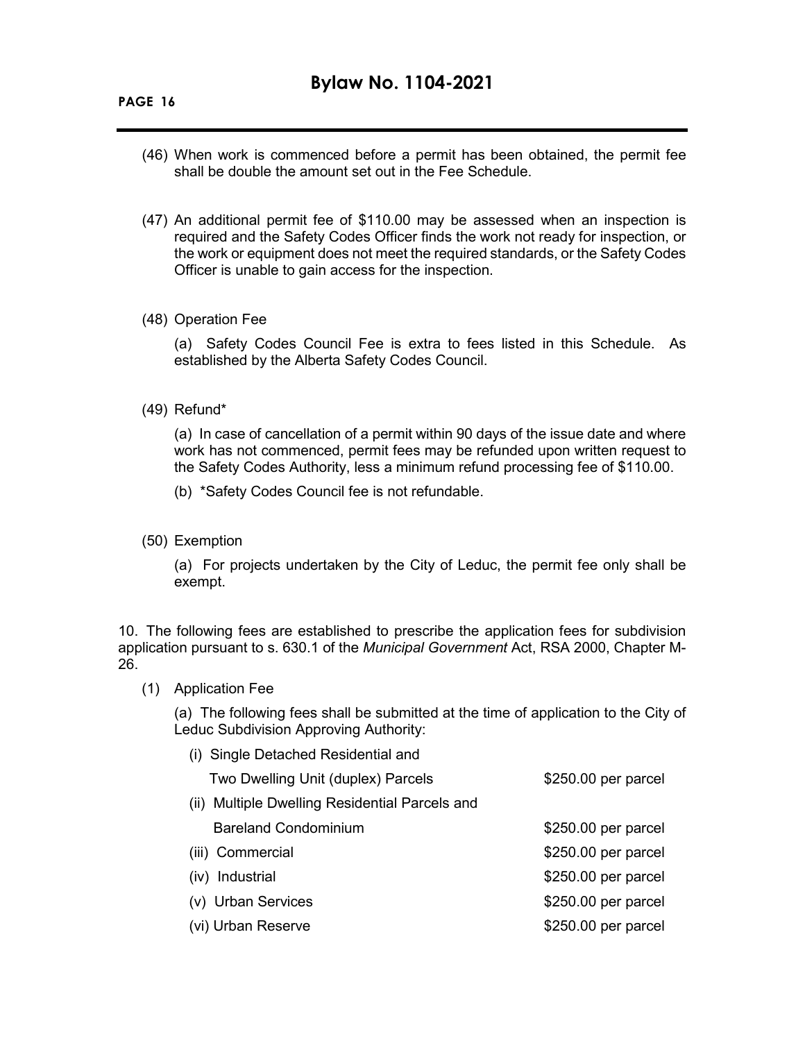(46) When work is commenced before a permit has been obtained, the permit fee shall be double the amount set out in the Fee Schedule.

(47) An additional permit fee of $110.00 may be assessed when an inspection is required and the Safety Codes Officer finds the work not ready for inspection, or the work or equipment does not meet the required standards, or the Safety Codes Officer is unable to gain access for the inspection.

(48) Operation Fee

(a) Safety Codes Council Fee is extra to fees listed in this Schedule. As established by the Alberta Safety Codes Council.

(49) Refund*

(a) In case of cancellation of a permit within 90 days of the issue date and where work has not commenced, permit fees may be refunded upon written request to the Safety Codes Authority, less a minimum refund processing fee of $110.00.

(b) *Safety Codes Council fee is not refundable.

(50) Exemption

(a) For projects undertaken by the City of Leduc, the permit fee only shall be exempt.

10. The following fees are established to prescribe the application fees for subdivision application pursuant to s. 630.1 of the *Municipal Government* Act, RSA 2000, Chapter M-26.

(1) Application Fee

(a) The following fees shall be submitted at the time of application to the City of Leduc Subdivision Approving Authority:

| | |
|---|---|
| (i) Single Detached Residential and Two Dwelling Unit (duplex) Parcels | $250.00 per parcel |
| (ii) Multiple Dwelling Residential Parcels and Bareland Condominium | $250.00 per parcel |
| (iii) Commercial | $250.00 per parcel |
| (iv) Industrial | $250.00 per parcel |
| (v) Urban Services | $250.00 per parcel |
| (vi) Urban Reserve | $250.00 per parcel |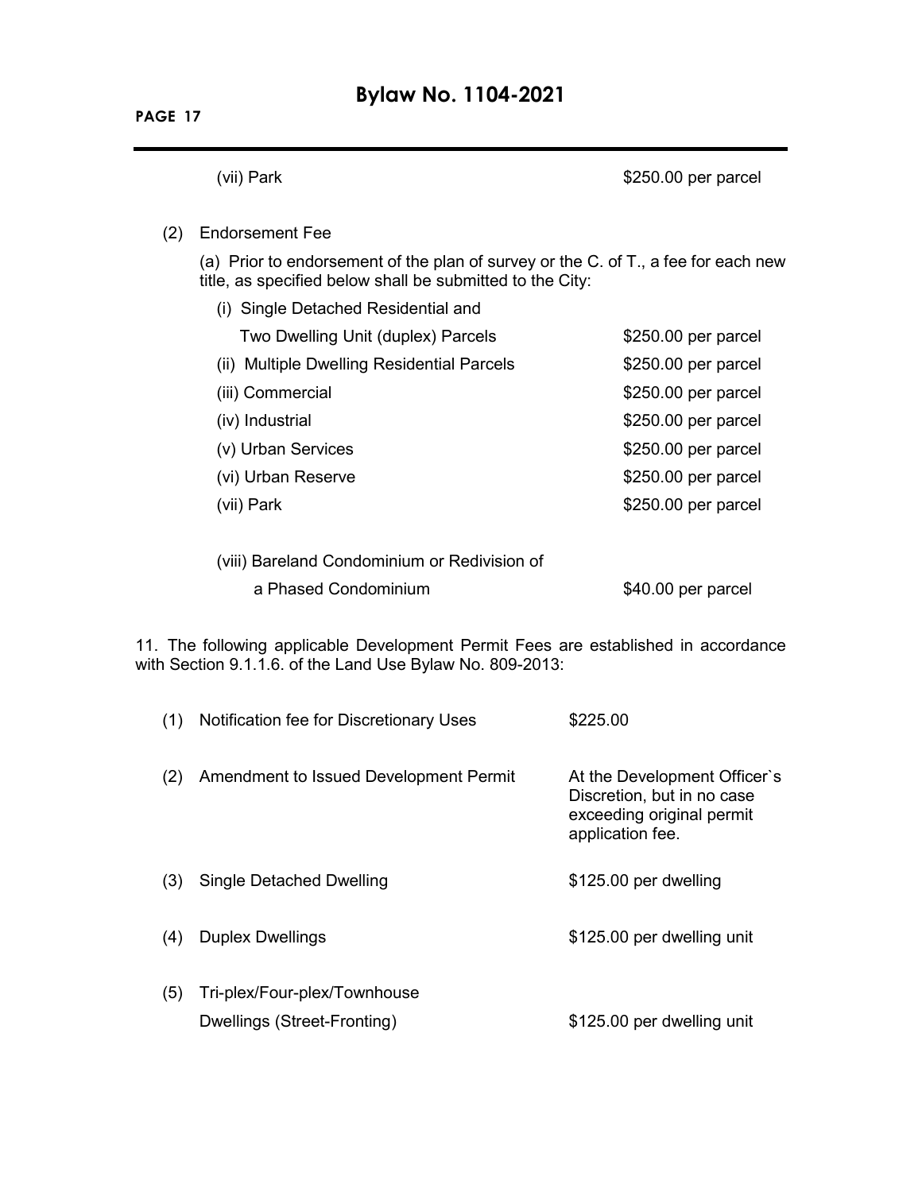(vii) Park $250.00 per parcel

(2) Endorsement Fee

(a) Prior to endorsement of the plan of survey or the C. of T., a fee for each new title, as specified below shall be submitted to the City:

| | |
|---|---|
| (i) Single Detached Residential and Two Dwelling Unit (duplex) Parcels | $250.00 per parcel |
| (ii) Multiple Dwelling Residential Parcels | $250.00 per parcel |
| (iii) Commercial | $250.00 per parcel |
| (iv) Industrial | $250.00 per parcel |
| (v) Urban Services | $250.00 per parcel |
| (vi) Urban Reserve | $250.00 per parcel |
| (vii) Park | $250.00 per parcel |
| (viii) Bareland Condominium or Redivision of a Phased Condominium | $40.00 per parcel |

11. The following applicable Development Permit Fees are established in accordance with Section 9.1.1.6. of the Land Use Bylaw No. 809-2013:

| | | |
|---|---|---|
| (1) | Notification fee for Discretionary Uses | $225.00 |
| (2) | Amendment to Issued Development Permit | At the Development Officer`s Discretion, but in no case exceeding original permit application fee. |
| (3) | Single Detached Dwelling | $125.00 per dwelling |
| (4) | Duplex Dwellings | $125.00 per dwelling unit |
| (5) | Tri-plex/Four-plex/Townhouse Dwellings (Street-Fronting) | $125.00 per dwelling unit |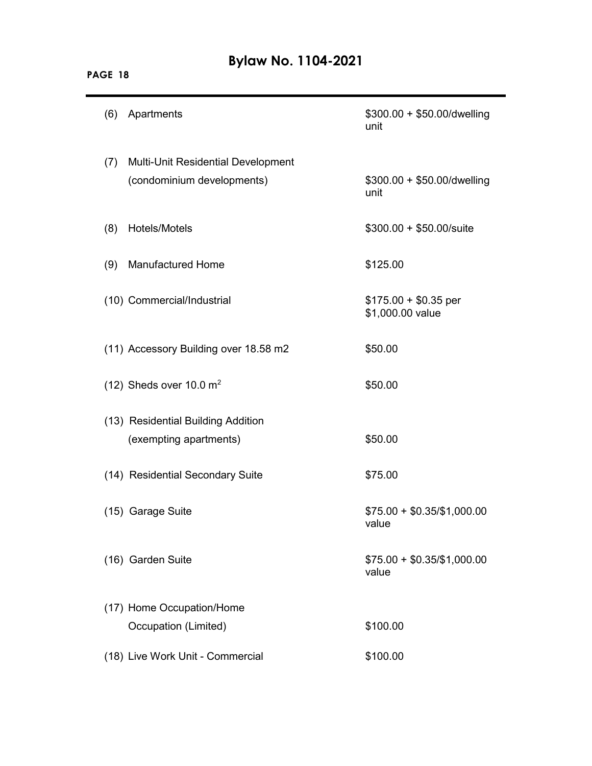| | |
|---|---|
| (6) Apartments | \$300.00 + \$50.00/dwelling unit |
| (7) Multi-Unit Residential Development (condominium developments) | \$300.00 + \$50.00/dwelling unit |
| (8) Hotels/Motels | \$300.00 + \$50.00/suite |
| (9) Manufactured Home | \$125.00 |
| (10) Commercial/Industrial | \$175.00 + \$0.35 per \$1,000.00 value |
| (11) Accessory Building over 18.58 m2 | \$50.00 |
| (12) Sheds over 10.0 $m^2$ | \$50.00 |
| (13) Residential Building Addition (exempting apartments) | \$50.00 |
| (14) Residential Secondary Suite | \$75.00 |
| (15) Garage Suite | \$75.00 + \$0.35/\$1,000.00 value |
| (16) Garden Suite | \$75.00 + \$0.35/\$1,000.00 value |
| (17) Home Occupation/Home Occupation (Limited) | \$100.00 |
| (18) Live Work Unit - Commercial | \$100.00 |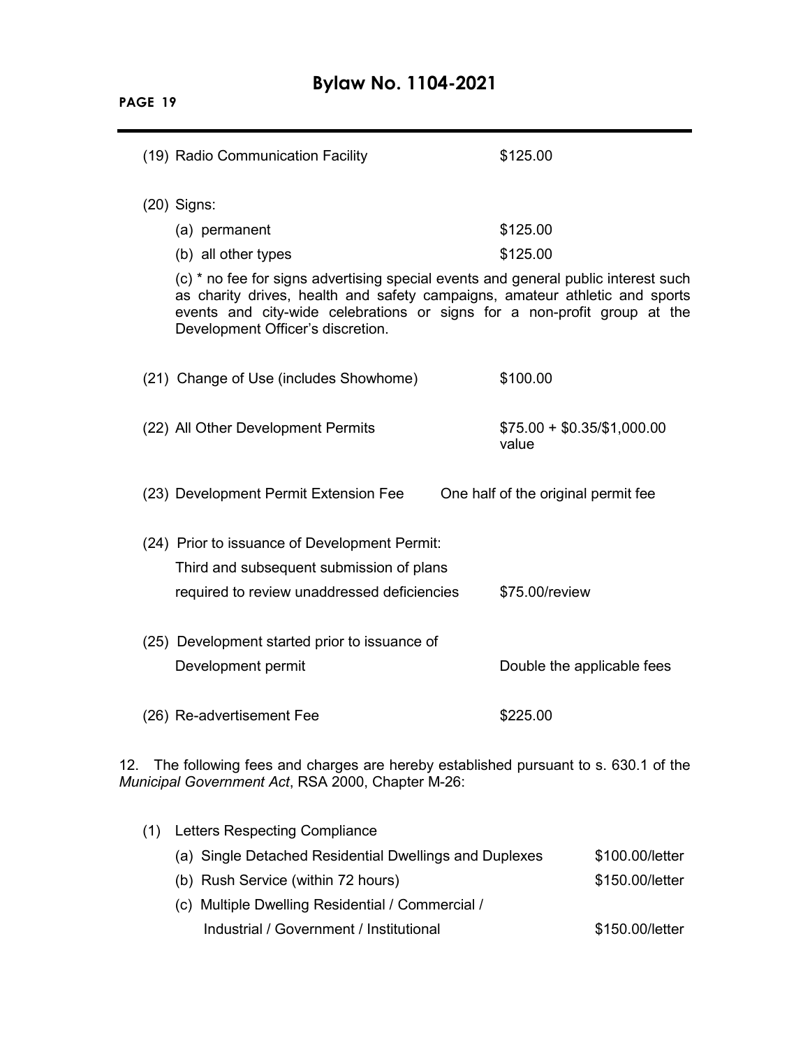(19) Radio Communication Facility $125.00

(20) Signs:

(a) permanent $125.00

(b) all other types $125.00

(c) * no fee for signs advertising special events and general public interest such as charity drives, health and safety campaigns, amateur athletic and sports events and city-wide celebrations or signs for a non-profit group at the Development Officer's discretion.

(21) Change of Use (includes Showhome) $100.00

(22) All Other Development Permits $75.00 + $0.35/$1,000.00 value

(23) Development Permit Extension Fee One half of the original permit fee

(24) Prior to issuance of Development Permit: Third and subsequent submission of plans required to review unaddressed deficiencies $75.00/review

(25) Development started prior to issuance of Development permit Double the applicable fees

(26) Re-advertisement Fee $225.00

12. The following fees and charges are hereby established pursuant to s. 630.1 of the *Municipal Government Act*, RSA 2000, Chapter M-26:

(1) Letters Respecting Compliance

(a) Single Detached Residential Dwellings and Duplexes $100.00/letter

(b) Rush Service (within 72 hours) $150.00/letter

(c) Multiple Dwelling Residential / Commercial / Industrial / Government / Institutional $150.00/letter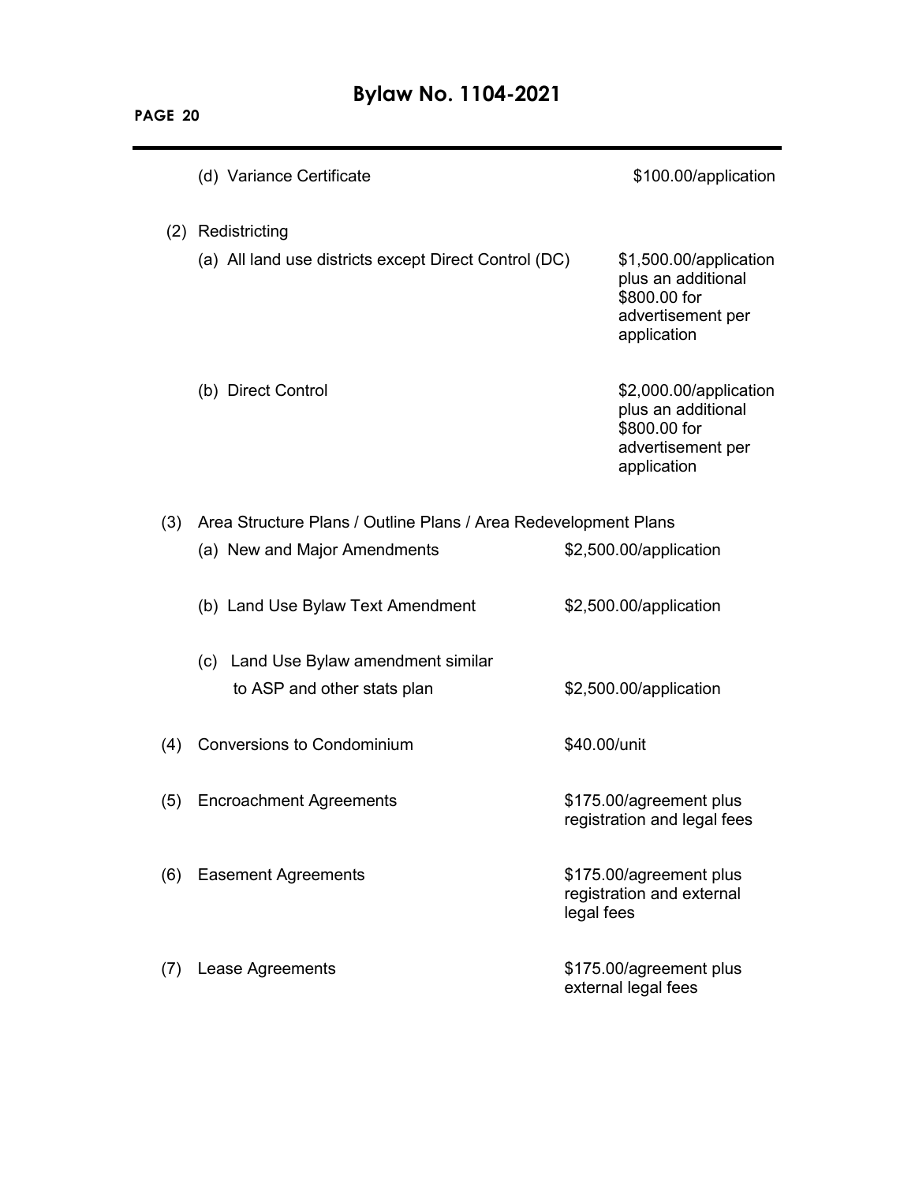(d) Variance Certificate $100.00/application

(2) Redistricting

(a) All land use districts except Direct Control (DC) $1,500.00/application plus an additional $800.00 for advertisement per application

(b) Direct Control $2,000.00/application plus an additional $800.00 for advertisement per application

(3) Area Structure Plans / Outline Plans / Area Redevelopment Plans

(a) New and Major Amendments $2,500.00/application

(b) Land Use Bylaw Text Amendment $2,500.00/application

(c) Land Use Bylaw amendment similar to ASP and other stats plan $2,500.00/application

(4) Conversions to Condominium $40.00/unit

(5) Encroachment Agreements $175.00/agreement plus registration and legal fees

(6) Easement Agreements $175.00/agreement plus registration and external legal fees

(7) Lease Agreements $175.00/agreement plus external legal fees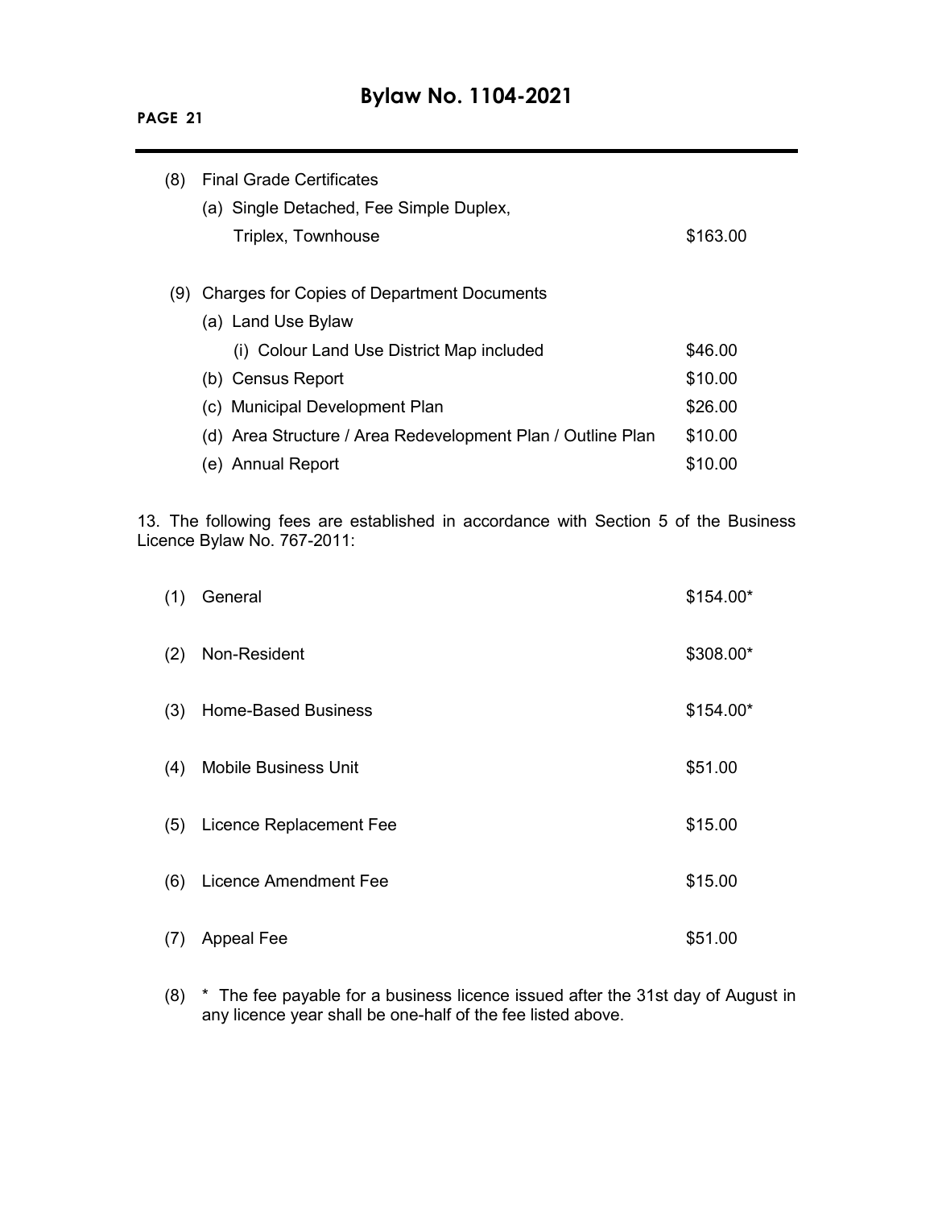(8) Final Grade Certificates

(a) Single Detached, Fee Simple Duplex, Triplex, Townhouse — $163.00

(9) Charges for Copies of Department Documents

(a) Land Use Bylaw

(i) Colour Land Use District Map included — $46.00

(b) Census Report — $10.00

(c) Municipal Development Plan — $26.00

(d) Area Structure / Area Redevelopment Plan / Outline Plan — $10.00

(e) Annual Report — $10.00

13. The following fees are established in accordance with Section 5 of the Business Licence Bylaw No. 767-2011:

(1) General — $154.00*

(2) Non-Resident — $308.00*

(3) Home-Based Business — $154.00*

(4) Mobile Business Unit — $51.00

(5) Licence Replacement Fee — $15.00

(6) Licence Amendment Fee — $15.00

(7) Appeal Fee — $51.00

(8) * The fee payable for a business licence issued after the 31st day of August in any licence year shall be one-half of the fee listed above.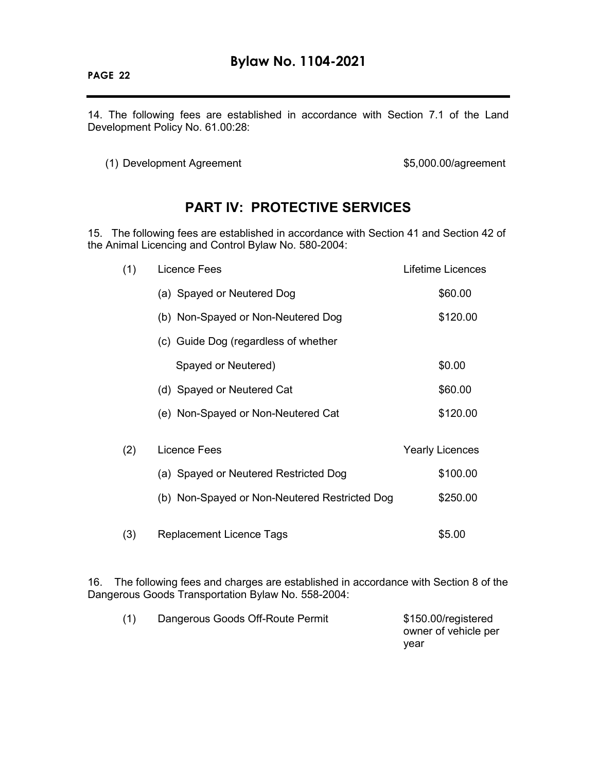14. The following fees are established in accordance with Section 7.1 of the Land Development Policy No. 61.00:28:

(1) Development Agreement — $5,000.00/agreement

## PART IV: PROTECTIVE SERVICES

15. The following fees are established in accordance with Section 41 and Section 42 of the Animal Licencing and Control Bylaw No. 580-2004:

| | Licence Fees | Lifetime Licences |
|---|---|---|
| (1) | | |
| | (a) Spayed or Neutered Dog | $60.00 |
| | (b) Non-Spayed or Non-Neutered Dog | $120.00 |
| | (c) Guide Dog (regardless of whether Spayed or Neutered) | $0.00 |
| | (d) Spayed or Neutered Cat | $60.00 |
| | (e) Non-Spayed or Non-Neutered Cat | $120.00 |
| **(2)** | **Licence Fees** | **Yearly Licences** |
| | (a) Spayed or Neutered Restricted Dog | $100.00 |
| | (b) Non-Spayed or Non-Neutered Restricted Dog | $250.00 |
| (3) | Replacement Licence Tags | $5.00 |

16. The following fees and charges are established in accordance with Section 8 of the Dangerous Goods Transportation Bylaw No. 558-2004:

(1) Dangerous Goods Off-Route Permit — $150.00/registered owner of vehicle per year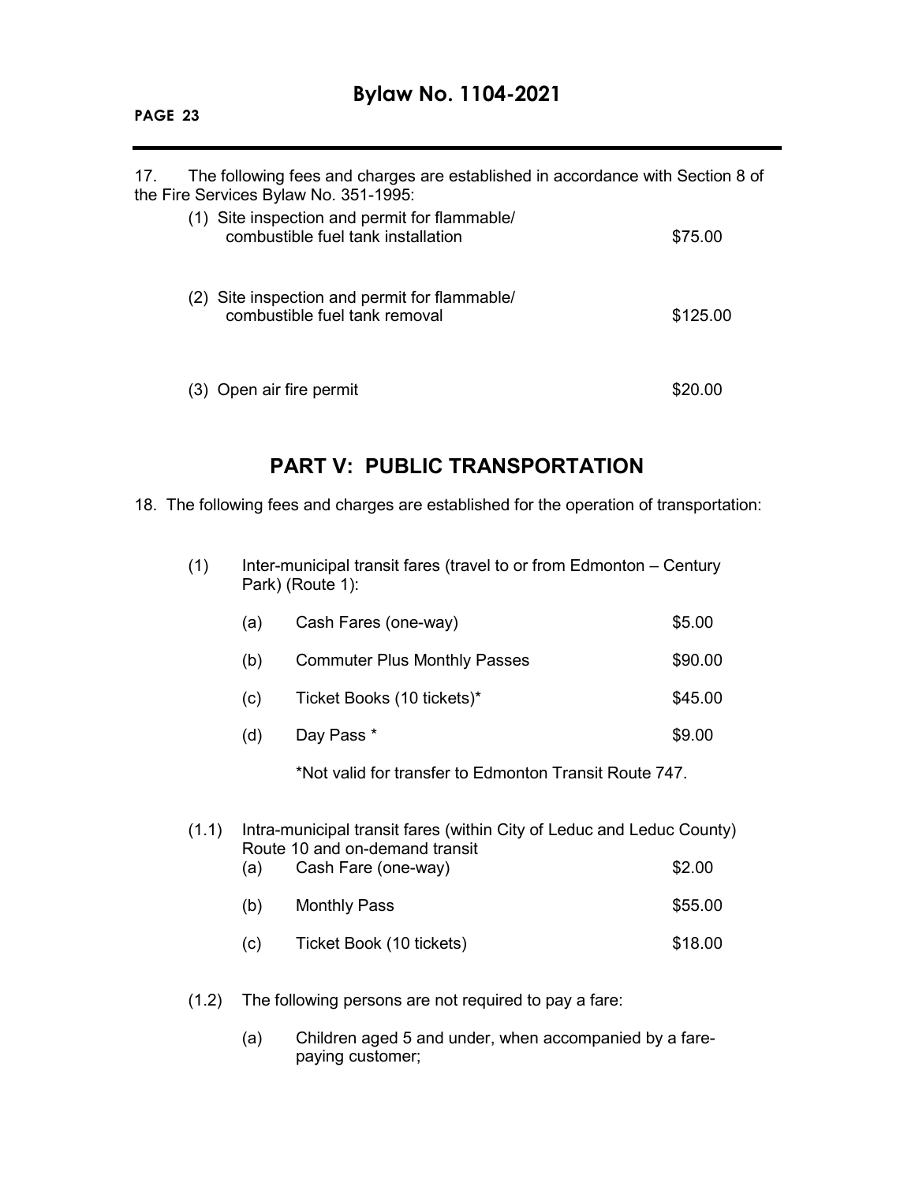17. The following fees and charges are established in accordance with Section 8 of the Fire Services Bylaw No. 351-1995:

| | |
|---|---|
| (1) Site inspection and permit for flammable/ combustible fuel tank installation | $75.00 |
| (2) Site inspection and permit for flammable/ combustible fuel tank removal | $125.00 |
| (3) Open air fire permit | $20.00 |

## PART V: PUBLIC TRANSPORTATION

18. The following fees and charges are established for the operation of transportation:

(1) Inter-municipal transit fares (travel to or from Edmonton – Century Park) (Route 1):

| | | |
|---|---|---|
| (a) | Cash Fares (one-way) | $5.00 |
| (b) | Commuter Plus Monthly Passes | $90.00 |
| (c) | Ticket Books (10 tickets)* | $45.00 |
| (d) | Day Pass * | $9.00 |

*Not valid for transfer to Edmonton Transit Route 747.

(1.1) Intra-municipal transit fares (within City of Leduc and Leduc County) Route 10 and on-demand transit

| | | |
|---|---|---|
| (a) | Cash Fare (one-way) | $2.00 |
| (b) | Monthly Pass | $55.00 |
| (c) | Ticket Book (10 tickets) | $18.00 |

(1.2) The following persons are not required to pay a fare:

(a) Children aged 5 and under, when accompanied by a fare-paying customer;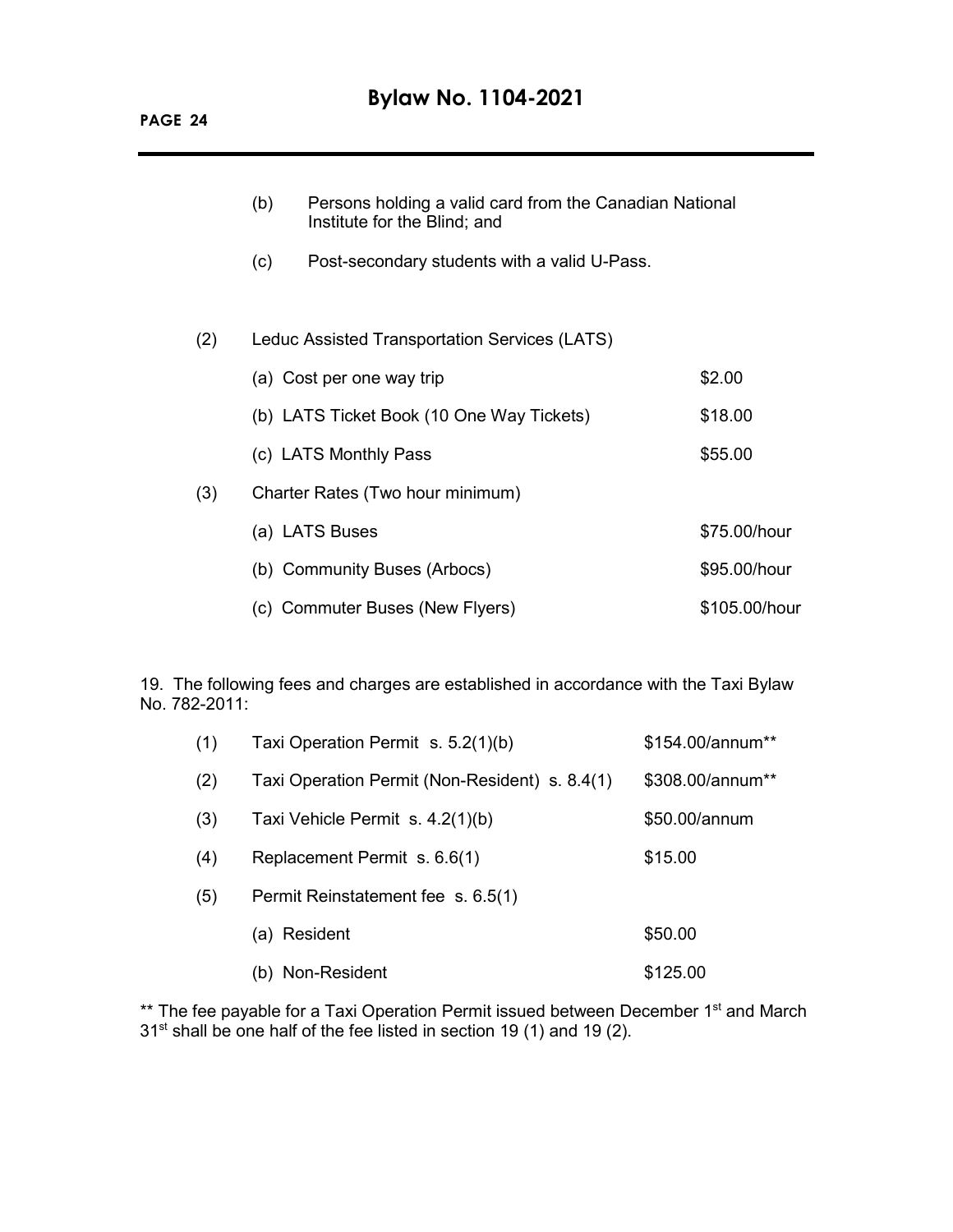(b) Persons holding a valid card from the Canadian National Institute for the Blind; and

(c) Post-secondary students with a valid U-Pass.

(2) Leduc Assisted Transportation Services (LATS)

| | |
|---|---|
| (a) Cost per one way trip | $2.00 |
| (b) LATS Ticket Book (10 One Way Tickets) | $18.00 |
| (c) LATS Monthly Pass | $55.00 |

(3) Charter Rates (Two hour minimum)

| | |
|---|---|
| (a) LATS Buses | $75.00/hour |
| (b) Community Buses (Arbocs) | $95.00/hour |
| (c) Commuter Buses (New Flyers) | $105.00/hour |

19. The following fees and charges are established in accordance with the Taxi Bylaw No. 782-2011:

| | | |
|---|---|---|
| (1) | Taxi Operation Permit s. 5.2(1)(b) | $154.00/annum** |
| (2) | Taxi Operation Permit (Non-Resident) s. 8.4(1) | $308.00/annum** |
| (3) | Taxi Vehicle Permit s. 4.2(1)(b) | $50.00/annum |
| (4) | Replacement Permit s. 6.6(1) | $15.00 |
| (5) | Permit Reinstatement fee s. 6.5(1) | |
| | (a) Resident | $50.00 |
| | (b) Non-Resident | $125.00 |

** The fee payable for a Taxi Operation Permit issued between December 1st and March 31st shall be one half of the fee listed in section 19 (1) and 19 (2).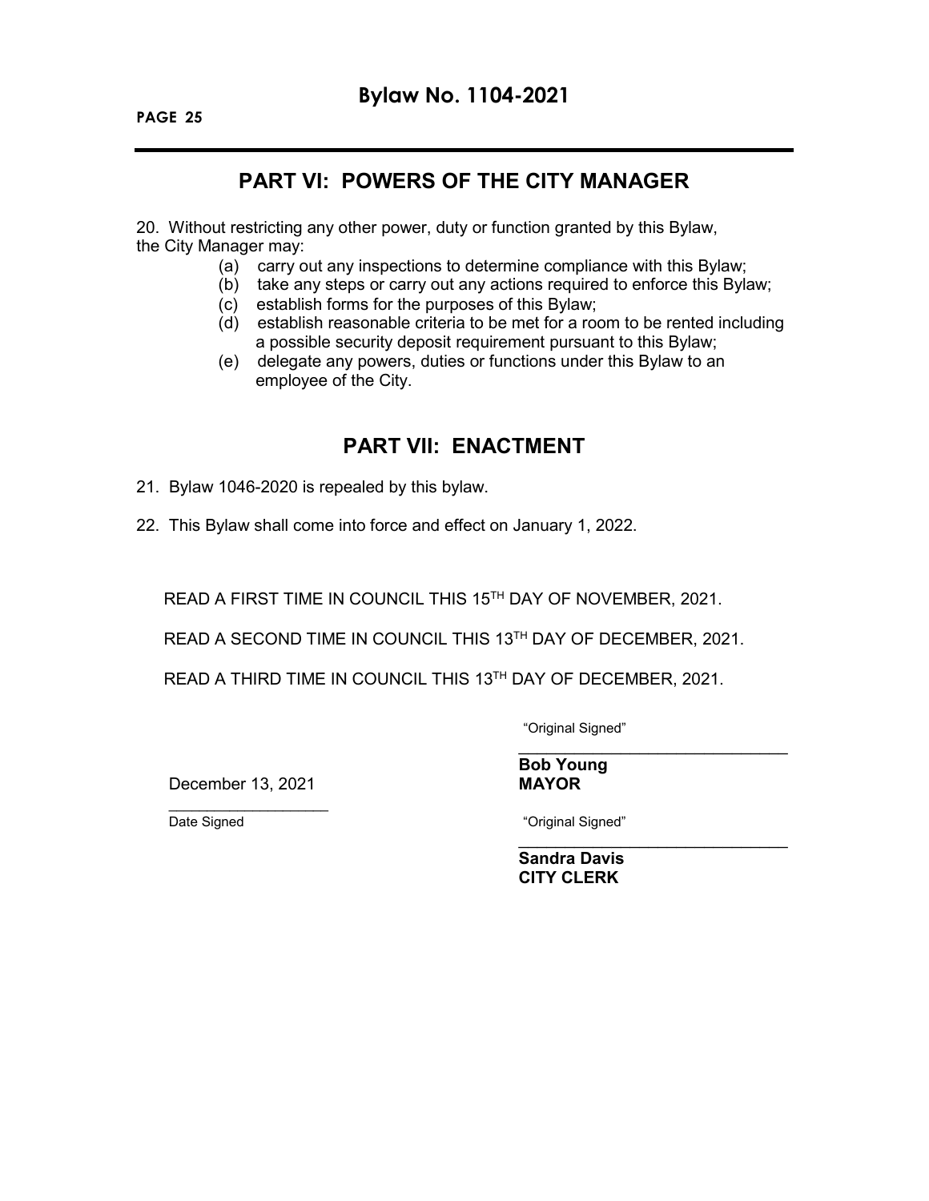## PART VI: POWERS OF THE CITY MANAGER

20. Without restricting any other power, duty or function granted by this Bylaw, the City Manager may:

  (a) carry out any inspections to determine compliance with this Bylaw;
  (b) take any steps or carry out any actions required to enforce this Bylaw;
  (c) establish forms for the purposes of this Bylaw;
  (d) establish reasonable criteria to be met for a room to be rented including a possible security deposit requirement pursuant to this Bylaw;
  (e) delegate any powers, duties or functions under this Bylaw to an employee of the City.

## PART VII: ENACTMENT

21. Bylaw 1046-2020 is repealed by this bylaw.

22. This Bylaw shall come into force and effect on January 1, 2022.

READ A FIRST TIME IN COUNCIL THIS 15TH DAY OF NOVEMBER, 2021.

READ A SECOND TIME IN COUNCIL THIS 13TH DAY OF DECEMBER, 2021.

READ A THIRD TIME IN COUNCIL THIS 13TH DAY OF DECEMBER, 2021.

"Original Signed"

**Bob Young**
**MAYOR**

December 13, 2021
Date Signed

"Original Signed"

**Sandra Davis**
**CITY CLERK**